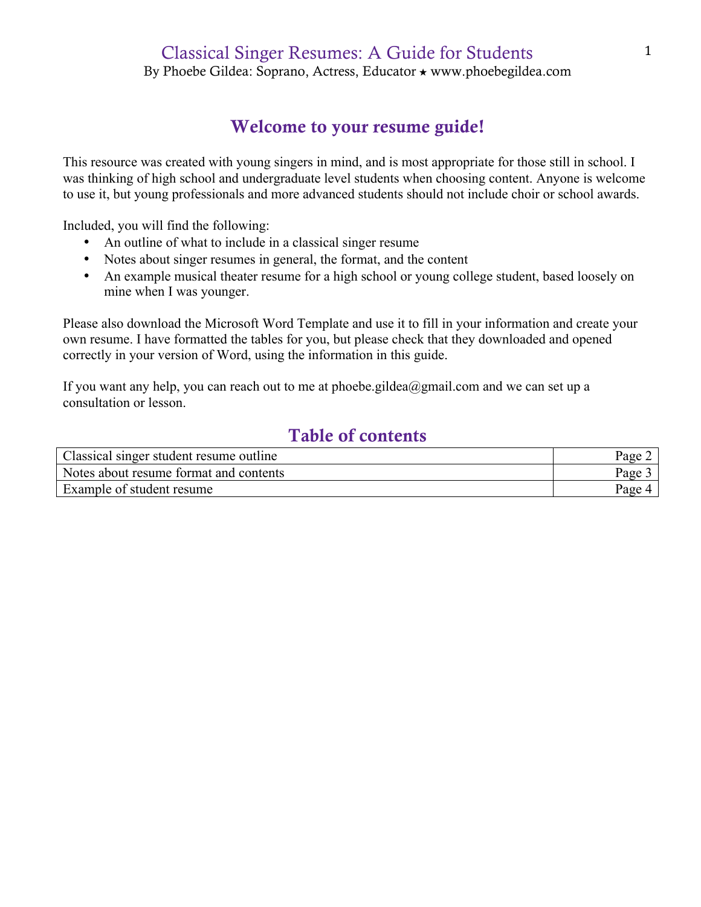# Classical Singer Resumes: A Guide for Students

By Phoebe Gildea: Soprano, Actress, Educator ★ www.phoebegildea.com

## Welcome to your resume guide!

This resource was created with young singers in mind, and is most appropriate for those still in school. I was thinking of high school and undergraduate level students when choosing content. Anyone is welcome to use it, but young professionals and more advanced students should not include choir or school awards.

Included, you will find the following:

- An outline of what to include in a classical singer resume
- Notes about singer resumes in general, the format, and the content
- An example musical theater resume for a high school or young college student, based loosely on mine when I was younger.

Please also download the Microsoft Word Template and use it to fill in your information and create your own resume. I have formatted the tables for you, but please check that they downloaded and opened correctly in your version of Word, using the information in this guide.

If you want any help, you can reach out to me at phoebe.gildea@gmail.com and we can set up a consultation or lesson.

## Table of contents

| Section | Page |
|---|---|
| Classical singer student resume outline | Page 2 |
| Notes about resume format and contents | Page 3 |
| Example of student resume | Page 4 |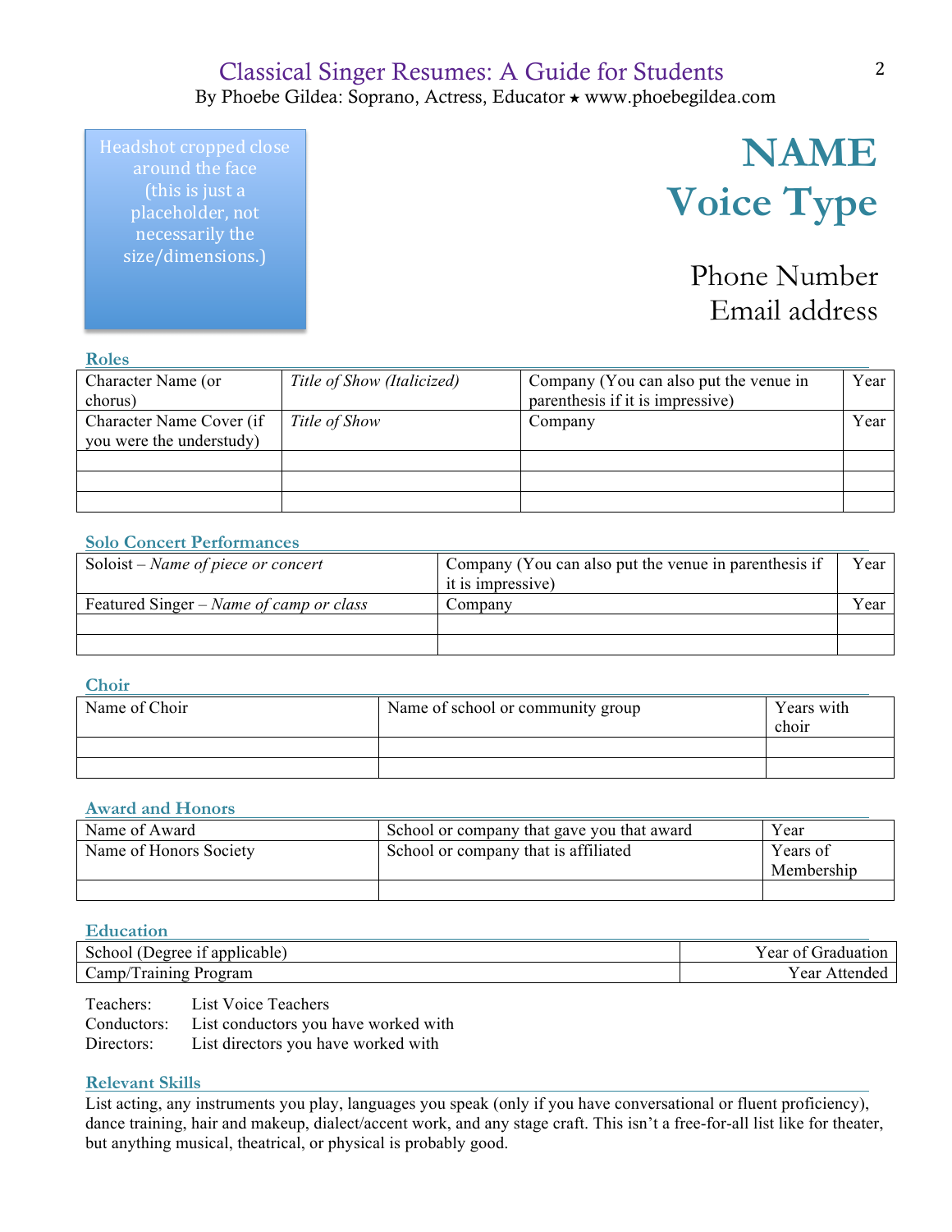Headshot cropped close around the face (this is just a placeholder, not necessarily the size/dimensions.)

# NAME
# Voice Type

Phone Number
Email address

## Roles

| | | | |
|---|---|---|---|
| Character Name (or chorus) | *Title of Show (Italicized)* | Company (You can also put the venue in parenthesis if it is impressive) | Year |
| Character Name Cover (if you were the understudy) | *Title of Show* | Company | Year |
| | | | |
| | | | |
| | | | |

## Solo Concert Performances

| | | |
|---|---|---|
| Soloist – *Name of piece or concert* | Company (You can also put the venue in parenthesis if it is impressive) | Year |
| Featured Singer – *Name of camp or class* | Company | Year |
| | | |
| | | |

## Choir

| | | |
|---|---|---|
| Name of Choir | Name of school or community group | Years with choir |
| | | |
| | | |

## Award and Honors

| | | |
|---|---|---|
| Name of Award | School or company that gave you that award | Year |
| Name of Honors Society | School or company that is affiliated | Years of Membership |
| | | |

## Education

| | |
|---|---|
| School (Degree if applicable) | Year of Graduation |
| Camp/Training Program | Year Attended |

Teachers: List Voice Teachers
Conductors: List conductors you have worked with
Directors: List directors you have worked with

## Relevant Skills

List acting, any instruments you play, languages you speak (only if you have conversational or fluent proficiency), dance training, hair and makeup, dialect/accent work, and any stage craft. This isn't a free-for-all list like for theater, but anything musical, theatrical, or physical is probably good.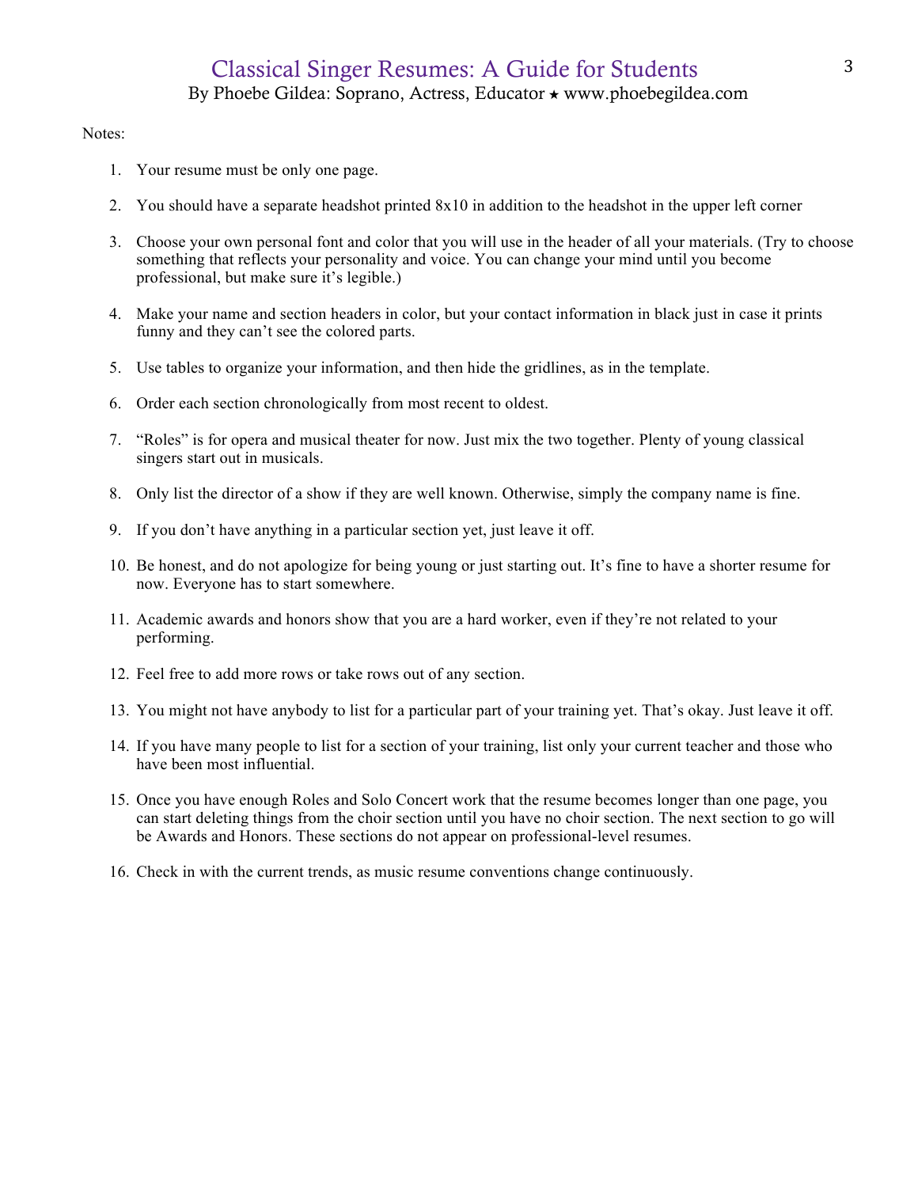Notes:

1. Your resume must be only one page.

2. You should have a separate headshot printed 8x10 in addition to the headshot in the upper left corner

3. Choose your own personal font and color that you will use in the header of all your materials. (Try to choose something that reflects your personality and voice. You can change your mind until you become professional, but make sure it's legible.)

4. Make your name and section headers in color, but your contact information in black just in case it prints funny and they can't see the colored parts.

5. Use tables to organize your information, and then hide the gridlines, as in the template.

6. Order each section chronologically from most recent to oldest.

7. "Roles" is for opera and musical theater for now. Just mix the two together. Plenty of young classical singers start out in musicals.

8. Only list the director of a show if they are well known. Otherwise, simply the company name is fine.

9. If you don't have anything in a particular section yet, just leave it off.

10. Be honest, and do not apologize for being young or just starting out. It's fine to have a shorter resume for now. Everyone has to start somewhere.

11. Academic awards and honors show that you are a hard worker, even if they're not related to your performing.

12. Feel free to add more rows or take rows out of any section.

13. You might not have anybody to list for a particular part of your training yet. That's okay. Just leave it off.

14. If you have many people to list for a section of your training, list only your current teacher and those who have been most influential.

15. Once you have enough Roles and Solo Concert work that the resume becomes longer than one page, you can start deleting things from the choir section until you have no choir section. The next section to go will be Awards and Honors. These sections do not appear on professional-level resumes.

16. Check in with the current trends, as music resume conventions change continuously.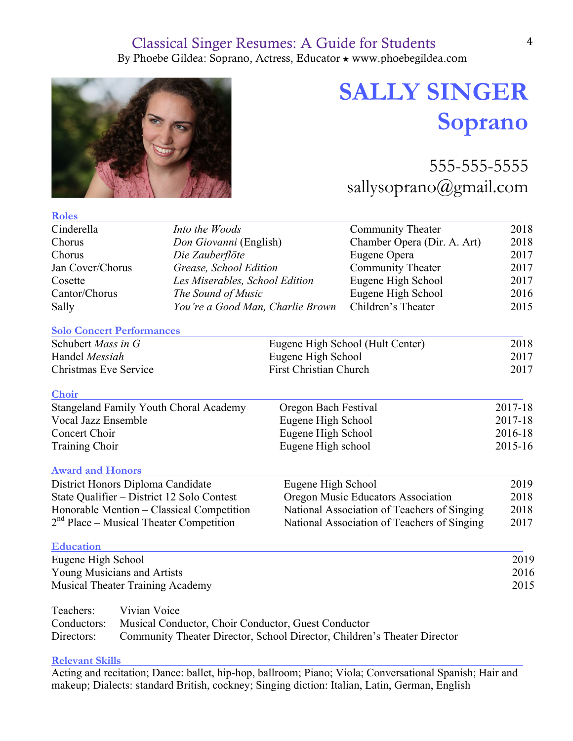# SALLY SINGER
## Soprano

555-555-5555
sallysoprano@gmail.com

### Roles

| | | | |
|---|---|---|---|
| Cinderella | *Into the Woods* | Community Theater | 2018 |
| Chorus | *Don Giovanni* (English) | Chamber Opera (Dir. A. Art) | 2018 |
| Chorus | *Die Zauberflöte* | Eugene Opera | 2017 |
| Jan Cover/Chorus | *Grease, School Edition* | Community Theater | 2017 |
| Cosette | *Les Miserables, School Edition* | Eugene High School | 2017 |
| Cantor/Chorus | *The Sound of Music* | Eugene High School | 2016 |
| Sally | *You're a Good Man, Charlie Brown* | Children's Theater | 2015 |

### Solo Concert Performances

| | | |
|---|---|---|
| Schubert *Mass in G* | Eugene High School (Hult Center) | 2018 |
| Handel *Messiah* | Eugene High School | 2017 |
| Christmas Eve Service | First Christian Church | 2017 |

### Choir

| | | |
|---|---|---|
| Stangeland Family Youth Choral Academy | Oregon Bach Festival | 2017-18 |
| Vocal Jazz Ensemble | Eugene High School | 2017-18 |
| Concert Choir | Eugene High School | 2016-18 |
| Training Choir | Eugene High school | 2015-16 |

### Award and Honors

| | | |
|---|---|---|
| District Honors Diploma Candidate | Eugene High School | 2019 |
| State Qualifier – District 12 Solo Contest | Oregon Music Educators Association | 2018 |
| Honorable Mention – Classical Competition | National Association of Teachers of Singing | 2018 |
| 2nd Place – Musical Theater Competition | National Association of Teachers of Singing | 2017 |

### Education

| | |
|---|---|
| Eugene High School | 2019 |
| Young Musicians and Artists | 2016 |
| Musical Theater Training Academy | 2015 |

Teachers: Vivian Voice
Conductors: Musical Conductor, Choir Conductor, Guest Conductor
Directors: Community Theater Director, School Director, Children's Theater Director

### Relevant Skills

Acting and recitation; Dance: ballet, hip-hop, ballroom; Piano; Viola; Conversational Spanish; Hair and makeup; Dialects: standard British, cockney; Singing diction: Italian, Latin, German, English